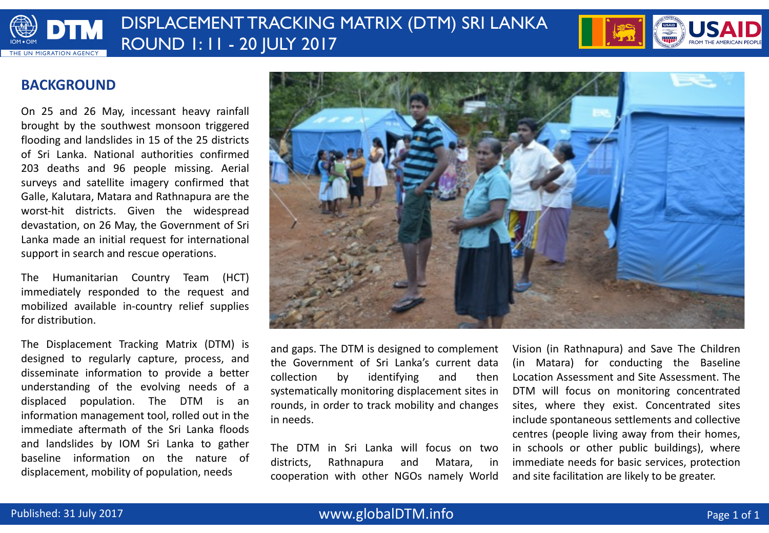# DISPLACEMENT TRACKING MATRIX (DTM) SRI LANKA ROUND 1: 11 - 20 JULY 2017

## BACKGROUND

On 25 and 26 May, incessant heavy rainfall brought by the southwest monsoon triggered flooding and landslides in 15 of the 25 districts of Sri Lanka. National authorities confirmed 203 deaths and 96 people missing. Aerial surveys and satellite imagery confirmed that Galle, Kalutara, Matara and Rathnapura are the worst-hit districts. Given the widespread devastation, on 26 May, the Government of Sri Lanka made an initial request for international support in search and rescue operations.

The Humanitarian Country Team (HCT) immediately responded to the request and mobilized available in-country relief supplies for distribution.

The Displacement Tracking Matrix (DTM) is designed to regularly capture, process, and disseminate information to provide a better understanding of the evolving needs of a displaced population. The DTM is an information management tool, rolled out in the immediate aftermath of the Sri Lanka floods and landslides by IOM Sri Lanka to gather baseline information on the nature of displacement, mobility of population, needs and gaps. The DTM is designed to complement the Government of Sri Lanka's current data collection by identifying and then systematically monitoring displacement sites in rounds, in order to track mobility and changes in needs.

The DTM in Sri Lanka will focus on two districts, Rathnapura and Matara, in cooperation with other NGOs namely World Vision (in Rathnapura) and Save The Children (in Matara) for conducting the Baseline Location Assessment and Site Assessment. The DTM will focus on monitoring concentrated sites, where they exist. Concentrated sites include spontaneous settlements and collective centres (people living away from their homes, in schools or other public buildings), where immediate needs for basic services, protection and site facilitation are likely to be greater.

Published: 31 July 2017

www.globalDTM.info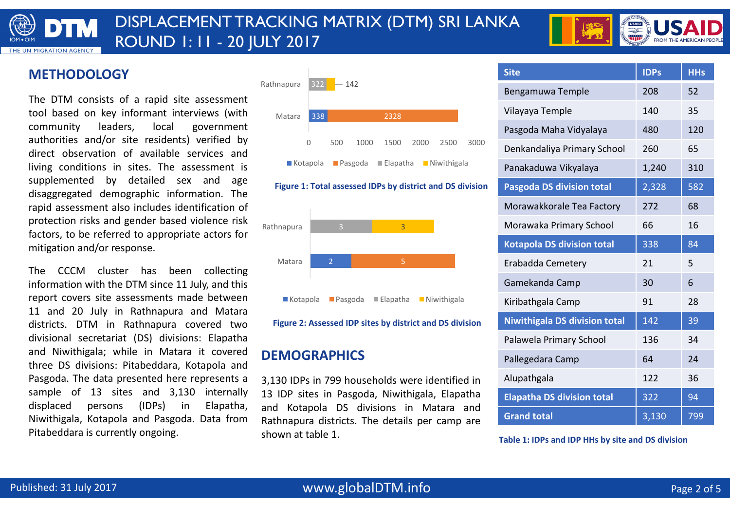# DISPLACEMENT TRACKING MATRIX (DTM) SRI LANKA ROUND 1: 11 - 20 JULY 2017

## METHODOLOGY

The DTM consists of a rapid site assessment tool based on key informant interviews (with community leaders, local government authorities and/or site residents) verified by direct observation of available services and living conditions in sites. The assessment is supplemented by detailed sex and age disaggregated demographic information. The rapid assessment also includes identification of protection risks and gender based violence risk factors, to be referred to appropriate actors for mitigation and/or response.

The CCCM cluster has been collecting information with the DTM since 11 July, and this report covers site assessments made between 11 and 20 July in Rathnapura and Matara districts. DTM in Rathnapura covered two divisional secretariat (DS) divisions: Elapatha and Niwithigala; while in Matara it covered three DS divisions: Pitabeddara, Kotapola and Pasgoda. The data presented here represents a sample of 13 sites and 3,130 internally displaced persons (IDPs) in Elapatha, Niwithigala, Kotapola and Pasgoda. Data from Pitabeddara is currently ongoing.

| District | Kotapola | Pasgoda | Elapatha | Niwithigala |
|---|---|---|---|---|
| Rathnapura | | | 322 | 142 |
| Matara | 338 | 2328 | | |

**Figure 1: Total assessed IDPs by district and DS division**

| District | Kotapola | Pasgoda | Elapatha | Niwithigala |
|---|---|---|---|---|
| Rathnapura | | | 3 | 3 |
| Matara | 2 | 5 | | |

**Figure 2: Assessed IDP sites by district and DS division**

## DEMOGRAPHICS

3,130 IDPs in 799 households were identified in 13 IDP sites in Pasgoda, Niwithigala, Elapatha and Kotapola DS divisions in Matara and Rathnapura districts. The details per camp are shown at table 1.

| Site | IDPs | HHs |
|---|---|---|
| Bengamuwa Temple | 208 | 52 |
| Vilayaya Temple | 140 | 35 |
| Pasgoda Maha Vidyalaya | 480 | 120 |
| Denkandaliya Primary School | 260 | 65 |
| Panakaduwa Vikyalaya | 1,240 | 310 |
| **Pasgoda DS division total** | **2,328** | **582** |
| Morawakkorale Tea Factory | 272 | 68 |
| Morawaka Primary School | 66 | 16 |
| **Kotapola DS division total** | **338** | **84** |
| Erabadda Cemetery | 21 | 5 |
| Gamekanda Camp | 30 | 6 |
| Kiribathgala Camp | 91 | 28 |
| **Niwithigala DS division total** | **142** | **39** |
| Palawela Primary School | 136 | 34 |
| Pallegedara Camp | 64 | 24 |
| Alupathgala | 122 | 36 |
| **Elapatha DS division total** | **322** | **94** |
| **Grand total** | **3,130** | **799** |

**Table 1: IDPs and IDP HHs by site and DS division**

Published: 31 July 2017 · www.globalDTM.info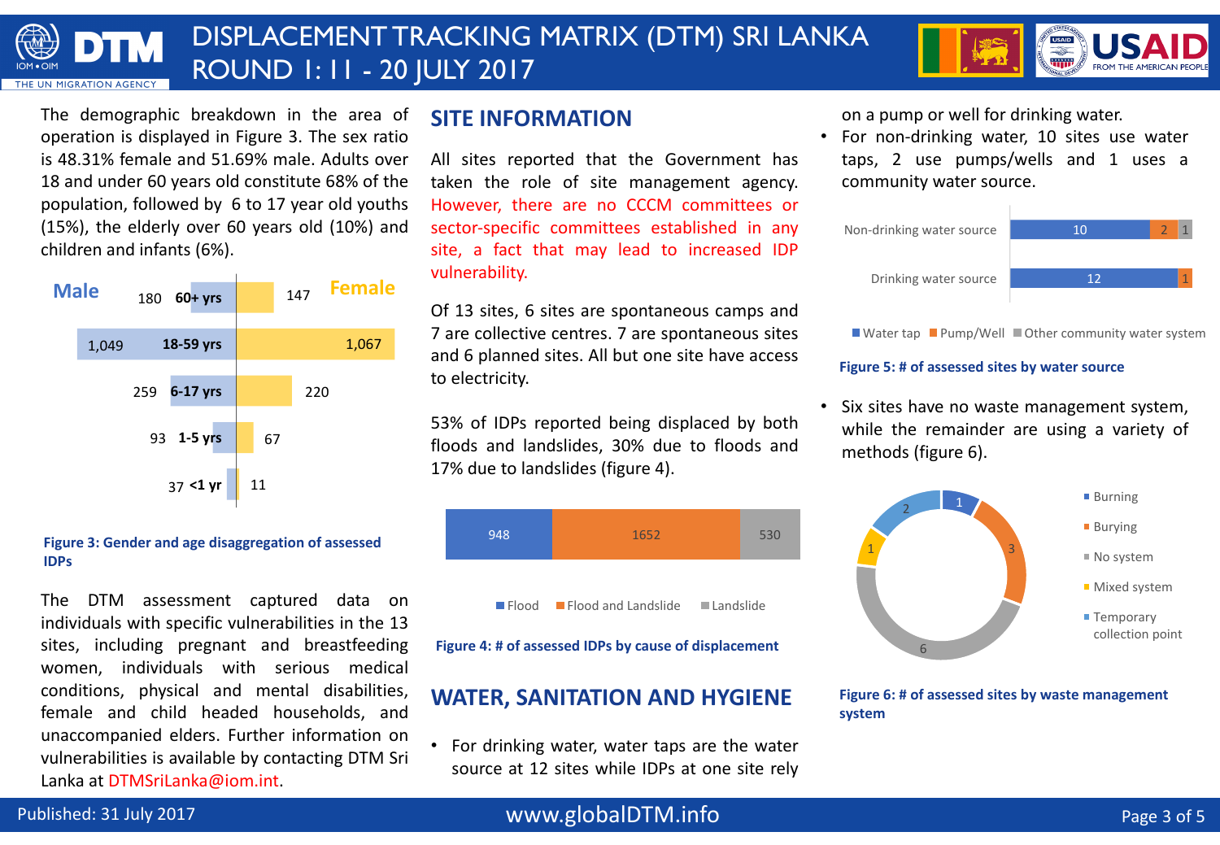The demographic breakdown in the area of operation is displayed in Figure 3. The sex ratio is 48.31% female and 51.69% male. Adults over 18 and under 60 years old constitute 68% of the population, followed by 6 to 17 year old youths (15%), the elderly over 60 years old (10%) and children and infants (6%).

| Male | Age | Female |
|---|---|---|
| 180 | 60+ yrs | 147 |
| 1,049 | 18-59 yrs | 1,067 |
| 259 | 6-17 yrs | 220 |
| 93 | 1-5 yrs | 67 |
| 37 | <1 yr | 11 |

**Figure 3: Gender and age disaggregation of assessed IDPs**

The DTM assessment captured data on individuals with specific vulnerabilities in the 13 sites, including pregnant and breastfeeding women, individuals with serious medical conditions, physical and mental disabilities, female and child headed households, and unaccompanied elders. Further information on vulnerabilities is available by contacting DTM Sri Lanka at DTMSriLanka@iom.int.

## SITE INFORMATION

All sites reported that the Government has taken the role of site management agency. However, there are no CCCM committees or sector-specific committees established in any site, a fact that may lead to increased IDP vulnerability.

Of 13 sites, 6 sites are spontaneous camps and 7 are collective centres. 7 are spontaneous sites and 6 planned sites. All but one site have access to electricity.

53% of IDPs reported being displaced by both floods and landslides, 30% due to floods and 17% due to landslides (figure 4).

| Flood | Flood and Landslide | Landslide |
|---|---|---|
| 948 | 1652 | 530 |

**Figure 4: # of assessed IDPs by cause of displacement**

## WATER, SANITATION AND HYGIENE

- For drinking water, water taps are the water source at 12 sites while IDPs at one site rely on a pump or well for drinking water.
- For non-drinking water, 10 sites use water taps, 2 use pumps/wells and 1 uses a community water source.

| | Water tap | Pump/Well | Other community water system |
|---|---|---|---|
| Non-drinking water source | 10 | 2 | 1 |
| Drinking water source | 12 | 1 | |

**Figure 5: # of assessed sites by water source**

- Six sites have no waste management system, while the remainder are using a variety of methods (figure 6).

| Waste management system | # of sites |
|---|---|
| Burning | 1 |
| Burying | 3 |
| No system | 6 |
| Mixed system | 1 |
| Temporary collection point | 2 |

**Figure 6: # of assessed sites by waste management system**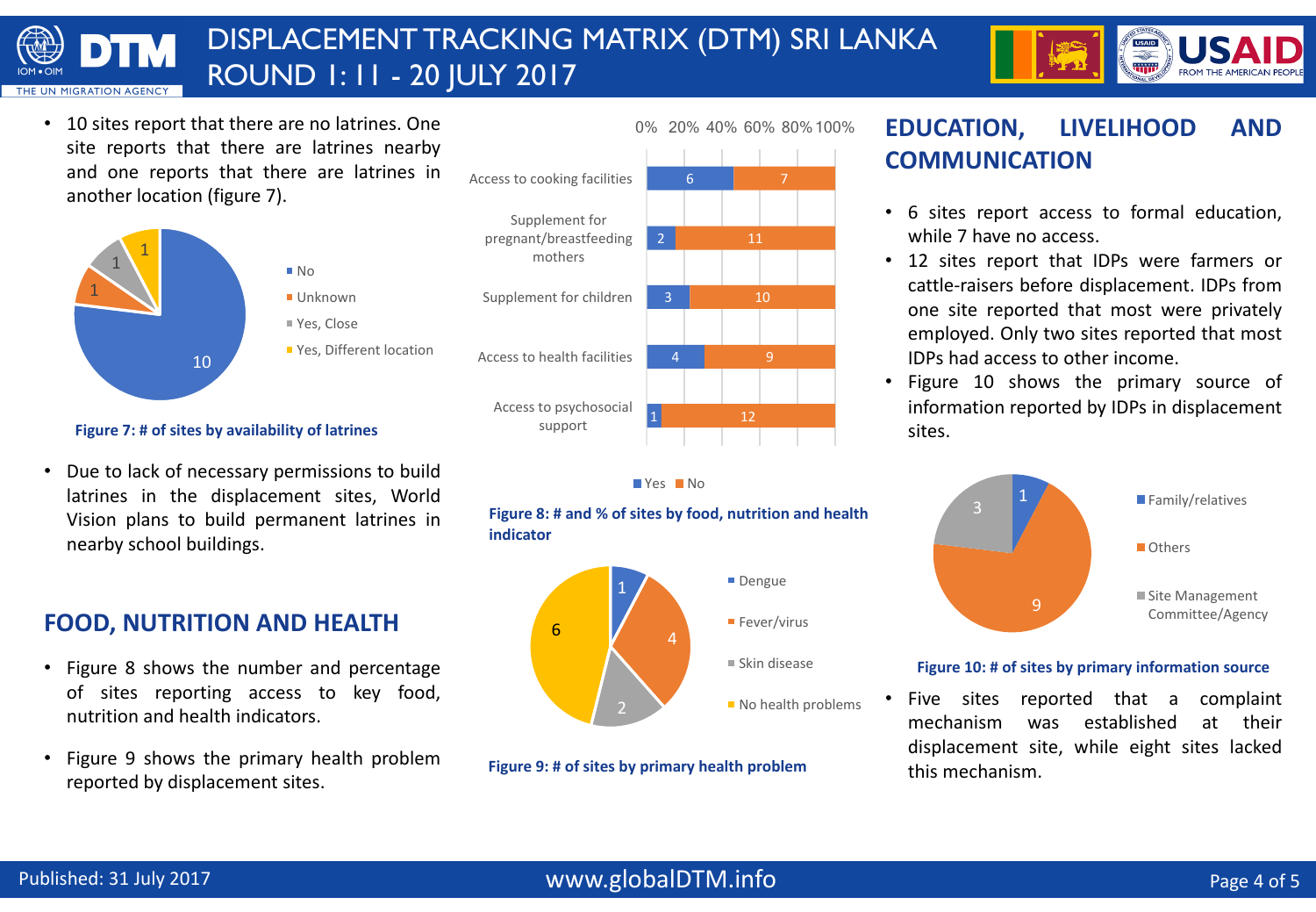- 10 sites report that there are no latrines. One site reports that there are latrines nearby and one reports that there are latrines in another location (figure 7).

| Availability of latrines | # of sites |
| --- | --- |
| No | 10 |
| Unknown | 1 |
| Yes, Close | 1 |
| Yes, Different location | 1 |

**Figure 7: # of sites by availability of latrines**

- Due to lack of necessary permissions to build latrines in the displacement sites, World Vision plans to build permanent latrines in nearby school buildings.

## FOOD, NUTRITION AND HEALTH

- Figure 8 shows the number and percentage of sites reporting access to key food, nutrition and health indicators.
- Figure 9 shows the primary health problem reported by displacement sites.

| Indicator | Yes | No |
| --- | --- | --- |
| Access to cooking facilities | 6 | 7 |
| Supplement for pregnant/breastfeeding mothers | 2 | 11 |
| Supplement for children | 3 | 10 |
| Access to health facilities | 4 | 9 |
| Access to psychosocial support | 1 | 12 |

**Figure 8: # and % of sites by food, nutrition and health indicator**

| Primary health problem | # of sites |
| --- | --- |
| Dengue | 1 |
| Fever/virus | 4 |
| Skin disease | 2 |
| No health problems | 6 |

**Figure 9: # of sites by primary health problem**

## EDUCATION, LIVELIHOOD AND COMMUNICATION

- 6 sites report access to formal education, while 7 have no access.
- 12 sites report that IDPs were farmers or cattle-raisers before displacement. IDPs from one site reported that most were privately employed. Only two sites reported that most IDPs had access to other income.
- Figure 10 shows the primary source of information reported by IDPs in displacement sites.

| Primary information source | # of sites |
| --- | --- |
| Family/relatives | 1 |
| Others | 9 |
| Site Management Committee/Agency | 3 |

**Figure 10: # of sites by primary information source**

- Five sites reported that a complaint mechanism was established at their displacement site, while eight sites lacked this mechanism.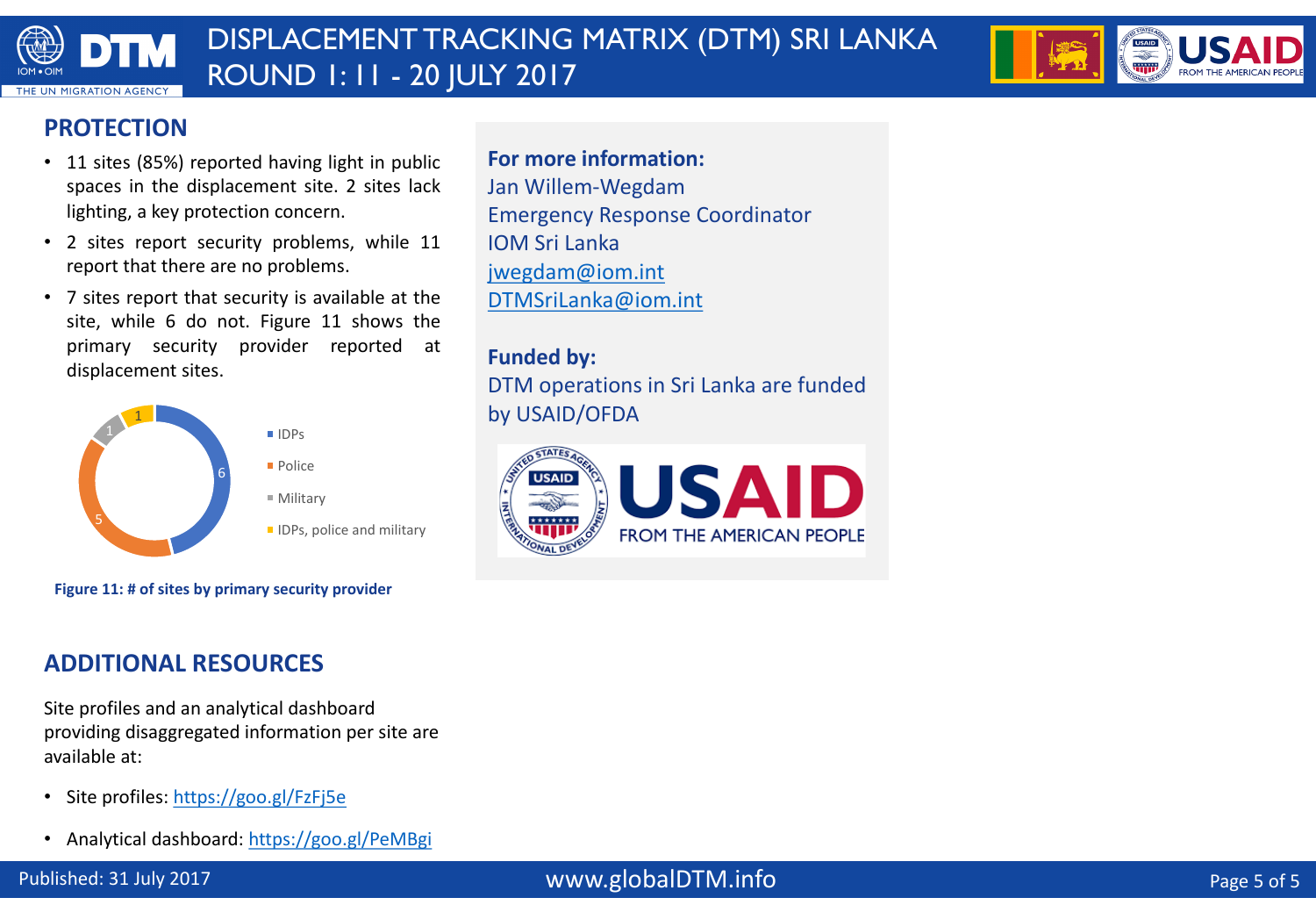## PROTECTION

- 11 sites (85%) reported having light in public spaces in the displacement site. 2 sites lack lighting, a key protection concern.
- 2 sites report security problems, while 11 report that there are no problems.
- 7 sites report that security is available at the site, while 6 do not. Figure 11 shows the primary security provider reported at displacement sites.

1
1
6
5

IDPs
Police
Military
IDPs, police and military

**Figure 11: # of sites by primary security provider**

## ADDITIONAL RESOURCES

Site profiles and an analytical dashboard providing disaggregated information per site are available at:

- Site profiles: https://goo.gl/FzFj5e
- Analytical dashboard: https://goo.gl/PeMBgi

**For more information:**
Jan Willem-Wegdam
Emergency Response Coordinator
IOM Sri Lanka
jwegdam@iom.int
DTMSriLanka@iom.int

**Funded by:**
DTM operations in Sri Lanka are funded by USAID/OFDA

USAID
FROM THE AMERICAN PEOPLE

Published: 31 July 2017